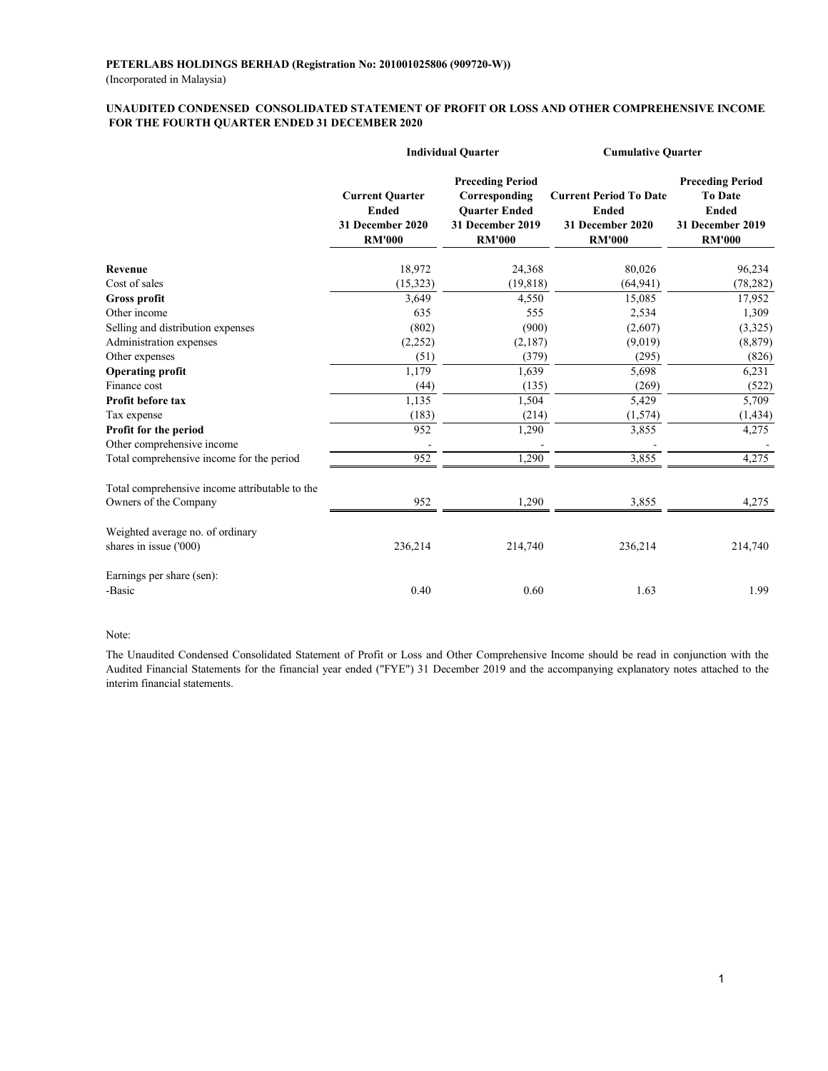**PETERLABS HOLDINGS BERHAD (Registration No: 201001025806 (909720-W))**

(Incorporated in Malaysia)

**UNAUDITED CONDENSED CONSOLIDATED STATEMENT OF PROFIT OR LOSS AND OTHER COMPREHENSIVE INCOME FOR THE FOURTH QUARTER ENDED 31 DECEMBER 2020**

| | Individual Quarter | | Cumulative Quarter | |
|---|---|---|---|---|
| | **Current Quarter Ended 31 December 2020 RM'000** | **Preceding Period Corresponding Quarter Ended 31 December 2019 RM'000** | **Current Period To Date Ended 31 December 2020 RM'000** | **Preceding Period To Date Ended 31 December 2019 RM'000** |
| **Revenue** | 18,972 | 24,368 | 80,026 | 96,234 |
| Cost of sales | (15,323) | (19,818) | (64,941) | (78,282) |
| **Gross profit** | 3,649 | 4,550 | 15,085 | 17,952 |
| Other income | 635 | 555 | 2,534 | 1,309 |
| Selling and distribution expenses | (802) | (900) | (2,607) | (3,325) |
| Administration expenses | (2,252) | (2,187) | (9,019) | (8,879) |
| Other expenses | (51) | (379) | (295) | (826) |
| **Operating profit** | 1,179 | 1,639 | 5,698 | 6,231 |
| Finance cost | (44) | (135) | (269) | (522) |
| **Profit before tax** | 1,135 | 1,504 | 5,429 | 5,709 |
| Tax expense | (183) | (214) | (1,574) | (1,434) |
| **Profit for the period** | 952 | 1,290 | 3,855 | 4,275 |
| Other comprehensive income | - | - | - | - |
| Total comprehensive income for the period | 952 | 1,290 | 3,855 | 4,275 |
| Total comprehensive income attributable to the Owners of the Company | 952 | 1,290 | 3,855 | 4,275 |
| Weighted average no. of ordinary shares in issue ('000) | 236,214 | 214,740 | 236,214 | 214,740 |
| Earnings per share (sen): | | | | |
| -Basic | 0.40 | 0.60 | 1.63 | 1.99 |

Note:

The Unaudited Condensed Consolidated Statement of Profit or Loss and Other Comprehensive Income should be read in conjunction with the Audited Financial Statements for the financial year ended ("FYE") 31 December 2019 and the accompanying explanatory notes attached to the interim financial statements.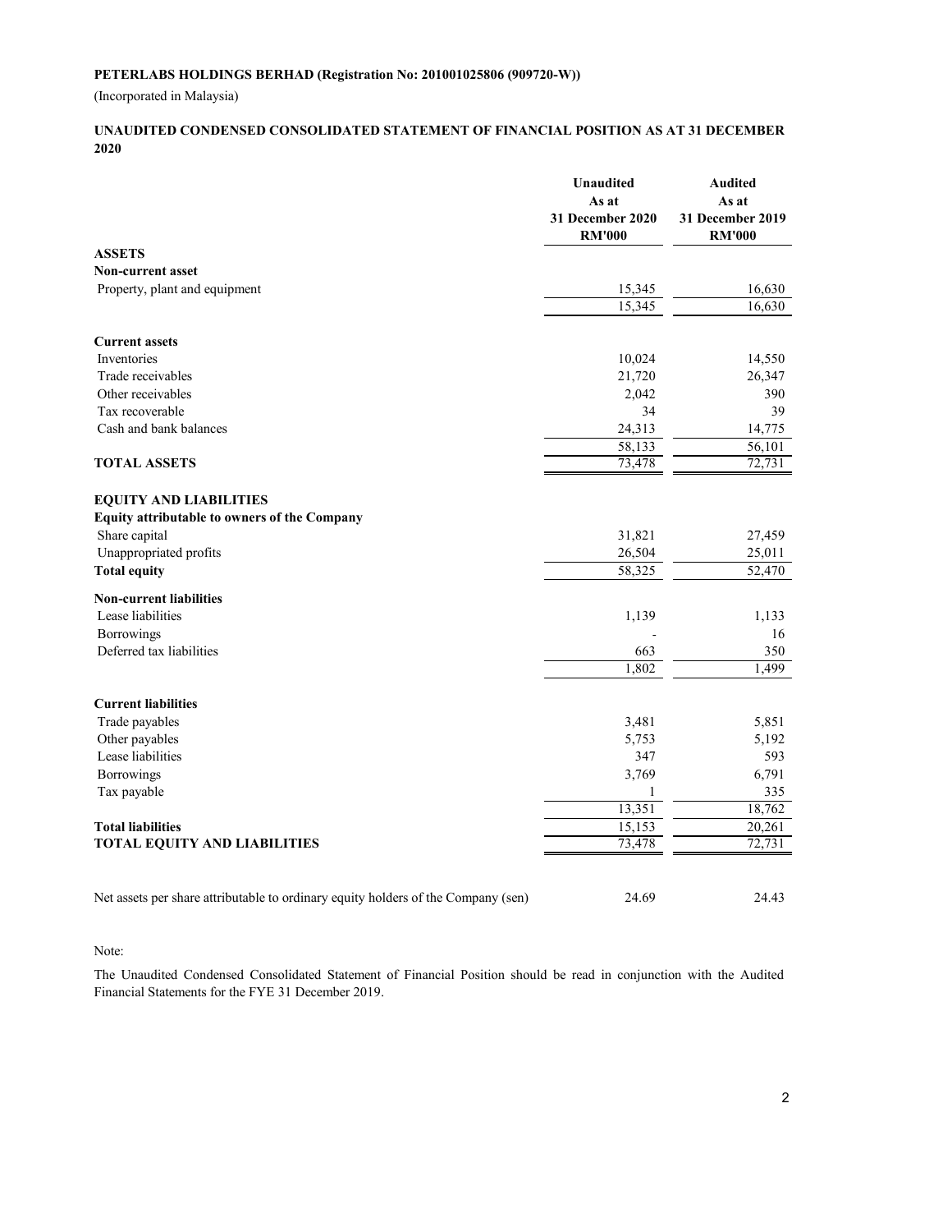**PETERLABS HOLDINGS BERHAD (Registration No: 201001025806 (909720-W))**

(Incorporated in Malaysia)

**UNAUDITED CONDENSED CONSOLIDATED STATEMENT OF FINANCIAL POSITION AS AT 31 DECEMBER 2020**

| | Unaudited<br>As at<br>31 December 2020<br>RM'000 | Audited<br>As at<br>31 December 2019<br>RM'000 |
|---|---|---|
| **ASSETS** | | |
| **Non-current asset** | | |
| Property, plant and equipment | 15,345 | 16,630 |
| | 15,345 | 16,630 |
| **Current assets** | | |
| Inventories | 10,024 | 14,550 |
| Trade receivables | 21,720 | 26,347 |
| Other receivables | 2,042 | 390 |
| Tax recoverable | 34 | 39 |
| Cash and bank balances | 24,313 | 14,775 |
| | 58,133 | 56,101 |
| **TOTAL ASSETS** | 73,478 | 72,731 |
| **EQUITY AND LIABILITIES** | | |
| **Equity attributable to owners of the Company** | | |
| Share capital | 31,821 | 27,459 |
| Unappropriated profits | 26,504 | 25,011 |
| **Total equity** | 58,325 | 52,470 |
| **Non-current liabilities** | | |
| Lease liabilities | 1,139 | 1,133 |
| Borrowings | - | 16 |
| Deferred tax liabilities | 663 | 350 |
| | 1,802 | 1,499 |
| **Current liabilities** | | |
| Trade payables | 3,481 | 5,851 |
| Other payables | 5,753 | 5,192 |
| Lease liabilities | 347 | 593 |
| Borrowings | 3,769 | 6,791 |
| Tax payable | 1 | 335 |
| | 13,351 | 18,762 |
| **Total liabilities** | 15,153 | 20,261 |
| **TOTAL EQUITY AND LIABILITIES** | 73,478 | 72,731 |
| Net assets per share attributable to ordinary equity holders of the Company (sen) | 24.69 | 24.43 |

Note:

The Unaudited Condensed Consolidated Statement of Financial Position should be read in conjunction with the Audited Financial Statements for the FYE 31 December 2019.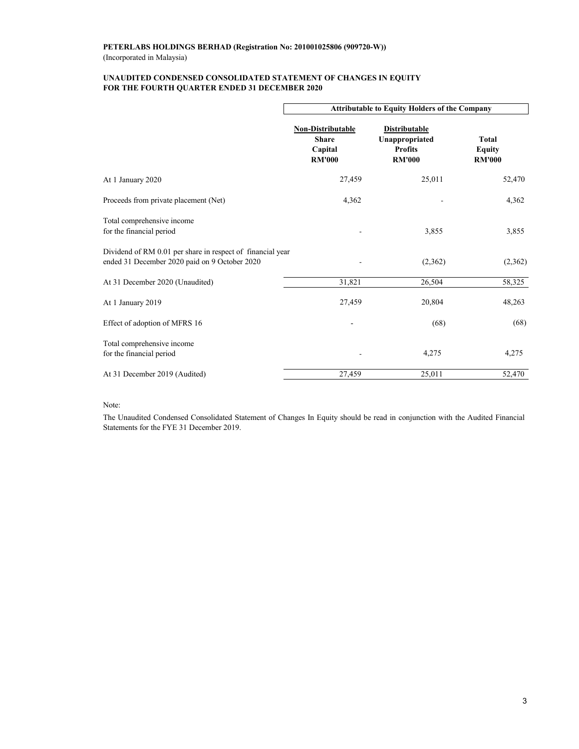**PETERLABS HOLDINGS BERHAD (Registration No: 201001025806 (909720-W))**
(Incorporated in Malaysia)

**UNAUDITED CONDENSED CONSOLIDATED STATEMENT OF CHANGES IN EQUITY FOR THE FOURTH QUARTER ENDED 31 DECEMBER 2020**

| | Attributable to Equity Holders of the Company | | |
|---|---|---|---|
| | Non-Distributable<br>Share Capital<br>RM'000 | Distributable<br>Unappropriated Profits<br>RM'000 | Total Equity<br>RM'000 |
| At 1 January 2020 | 27,459 | 25,011 | 52,470 |
| Proceeds from private placement (Net) | 4,362 | - | 4,362 |
| Total comprehensive income for the financial period | - | 3,855 | 3,855 |
| Dividend of RM 0.01 per share in respect of financial year ended 31 December 2020 paid on 9 October 2020 | - | (2,362) | (2,362) |
| At 31 December 2020 (Unaudited) | 31,821 | 26,504 | 58,325 |
| At 1 January 2019 | 27,459 | 20,804 | 48,263 |
| Effect of adoption of MFRS 16 | - | (68) | (68) |
| Total comprehensive income for the financial period | - | 4,275 | 4,275 |
| At 31 December 2019 (Audited) | 27,459 | 25,011 | 52,470 |

Note:

The Unaudited Condensed Consolidated Statement of Changes In Equity should be read in conjunction with the Audited Financial Statements for the FYE 31 December 2019.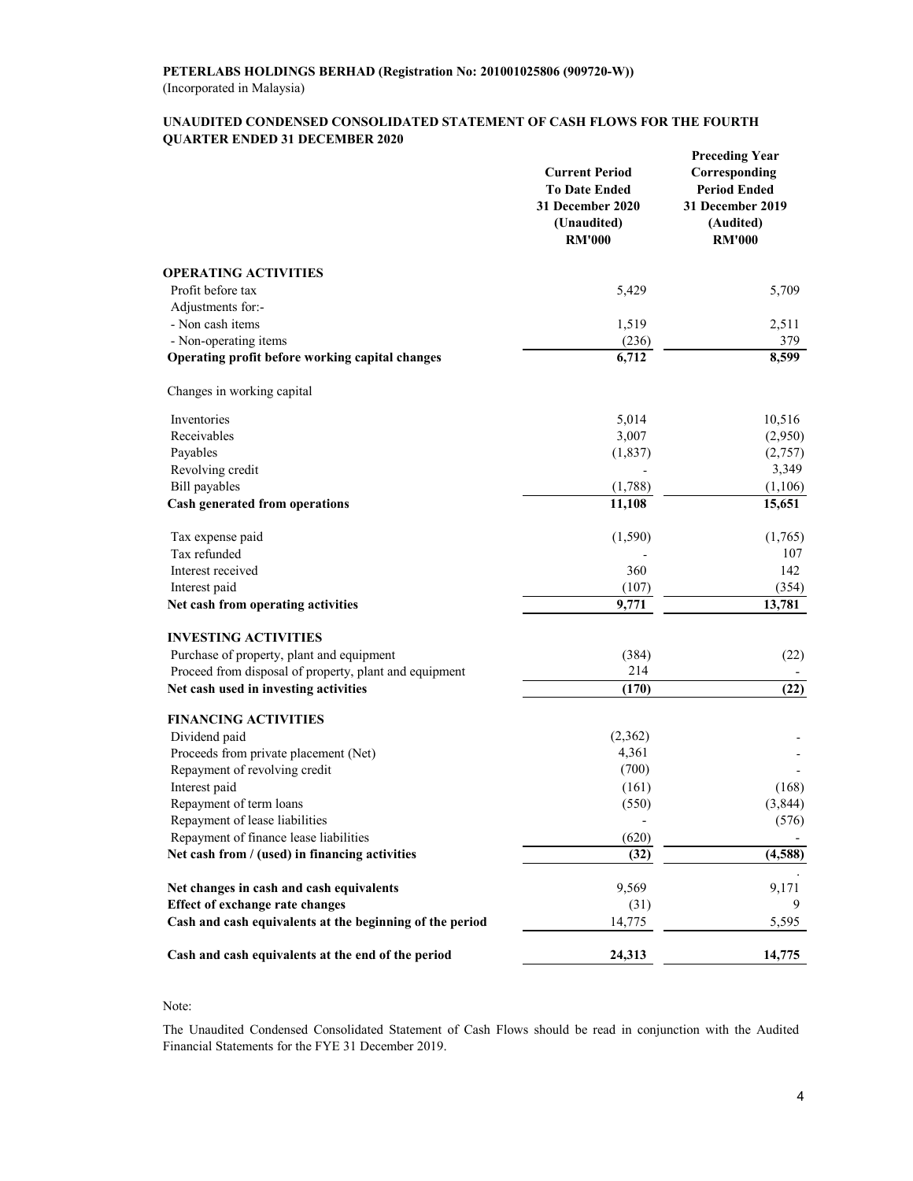**PETERLABS HOLDINGS BERHAD (Registration No: 201001025806 (909720-W))**
(Incorporated in Malaysia)

**UNAUDITED CONDENSED CONSOLIDATED STATEMENT OF CASH FLOWS FOR THE FOURTH QUARTER ENDED 31 DECEMBER 2020**

| | Current Period To Date Ended 31 December 2020 (Unaudited) RM'000 | Preceding Year Corresponding Period Ended 31 December 2019 (Audited) RM'000 |
|---|---|---|
| **OPERATING ACTIVITIES** | | |
| Profit before tax | 5,429 | 5,709 |
| Adjustments for:- | | |
| - Non cash items | 1,519 | 2,511 |
| - Non-operating items | (236) | 379 |
| **Operating profit before working capital changes** | **6,712** | **8,599** |
| Changes in working capital | | |
| Inventories | 5,014 | 10,516 |
| Receivables | 3,007 | (2,950) |
| Payables | (1,837) | (2,757) |
| Revolving credit | - | 3,349 |
| Bill payables | (1,788) | (1,106) |
| **Cash generated from operations** | **11,108** | **15,651** |
| Tax expense paid | (1,590) | (1,765) |
| Tax refunded | - | 107 |
| Interest received | 360 | 142 |
| Interest paid | (107) | (354) |
| **Net cash from operating activities** | **9,771** | **13,781** |
| **INVESTING ACTIVITIES** | | |
| Purchase of property, plant and equipment | (384) | (22) |
| Proceed from disposal of property, plant and equipment | 214 | - |
| **Net cash used in investing activities** | **(170)** | **(22)** |
| **FINANCING ACTIVITIES** | | |
| Dividend paid | (2,362) | - |
| Proceeds from private placement (Net) | 4,361 | - |
| Repayment of revolving credit | (700) | - |
| Interest paid | (161) | (168) |
| Repayment of term loans | (550) | (3,844) |
| Repayment of lease liabilities | - | (576) |
| Repayment of finance lease liabilities | (620) | - |
| **Net cash from / (used) in financing activities** | **(32)** | **(4,588)** |
| **Net changes in cash and cash equivalents** | 9,569 | 9,171 |
| **Effect of exchange rate changes** | (31) | 9 |
| **Cash and cash equivalents at the beginning of the period** | 14,775 | 5,595 |
| **Cash and cash equivalents at the end of the period** | **24,313** | **14,775** |

Note:

The Unaudited Condensed Consolidated Statement of Cash Flows should be read in conjunction with the Audited Financial Statements for the FYE 31 December 2019.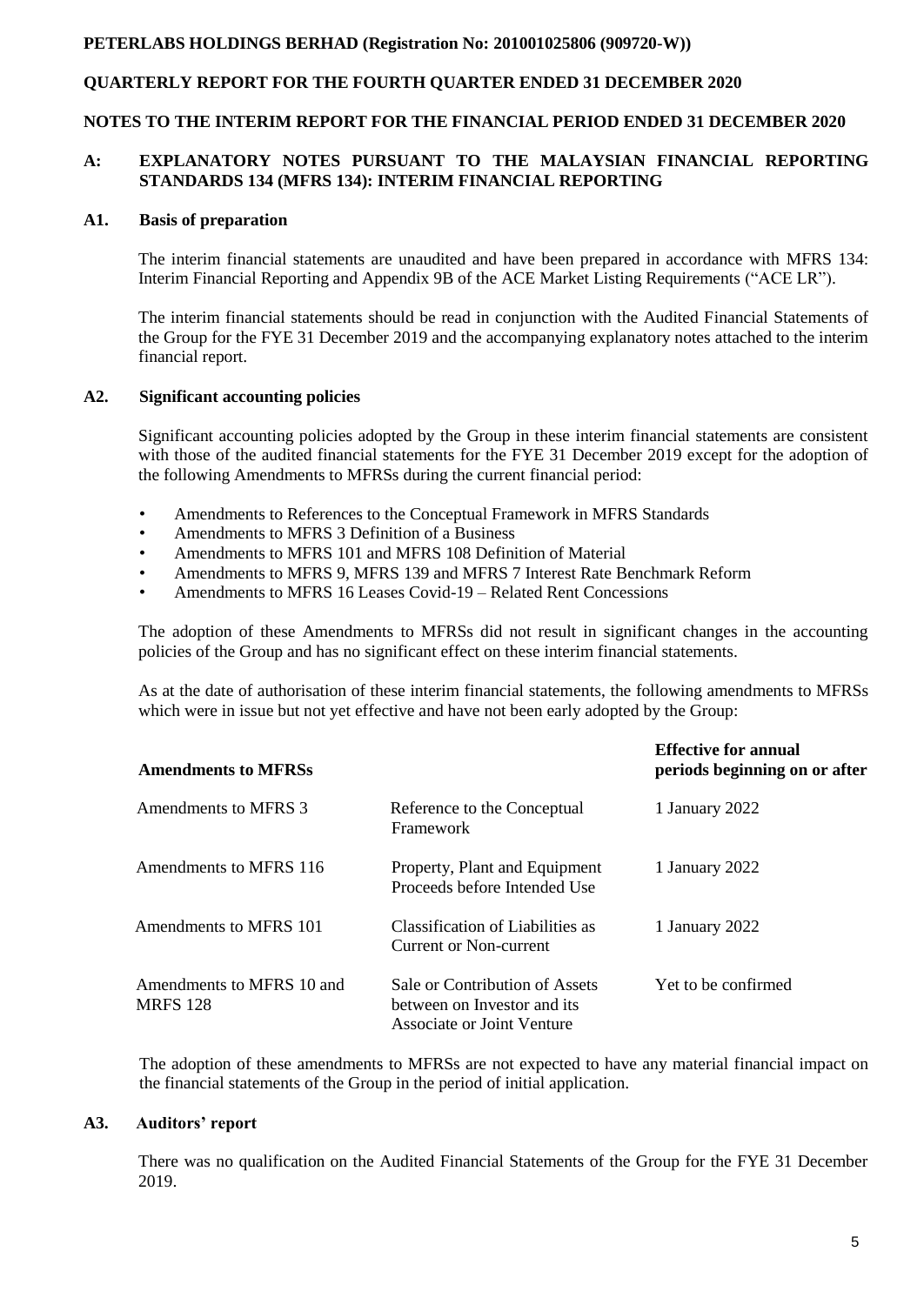**PETERLABS HOLDINGS BERHAD (Registration No: 201001025806 (909720-W))**

**QUARTERLY REPORT FOR THE FOURTH QUARTER ENDED 31 DECEMBER 2020**

**NOTES TO THE INTERIM REPORT FOR THE FINANCIAL PERIOD ENDED 31 DECEMBER 2020**

## A: EXPLANATORY NOTES PURSUANT TO THE MALAYSIAN FINANCIAL REPORTING STANDARDS 134 (MFRS 134): INTERIM FINANCIAL REPORTING

### A1. Basis of preparation

The interim financial statements are unaudited and have been prepared in accordance with MFRS 134: Interim Financial Reporting and Appendix 9B of the ACE Market Listing Requirements ("ACE LR").

The interim financial statements should be read in conjunction with the Audited Financial Statements of the Group for the FYE 31 December 2019 and the accompanying explanatory notes attached to the interim financial report.

### A2. Significant accounting policies

Significant accounting policies adopted by the Group in these interim financial statements are consistent with those of the audited financial statements for the FYE 31 December 2019 except for the adoption of the following Amendments to MFRSs during the current financial period:

- Amendments to References to the Conceptual Framework in MFRS Standards
- Amendments to MFRS 3 Definition of a Business
- Amendments to MFRS 101 and MFRS 108 Definition of Material
- Amendments to MFRS 9, MFRS 139 and MFRS 7 Interest Rate Benchmark Reform
- Amendments to MFRS 16 Leases Covid-19 – Related Rent Concessions

The adoption of these Amendments to MFRSs did not result in significant changes in the accounting policies of the Group and has no significant effect on these interim financial statements.

As at the date of authorisation of these interim financial statements, the following amendments to MFRSs which were in issue but not yet effective and have not been early adopted by the Group:

| Amendments to MFRSs | | Effective for annual periods beginning on or after |
|---|---|---|
| Amendments to MFRS 3 | Reference to the Conceptual Framework | 1 January 2022 |
| Amendments to MFRS 116 | Property, Plant and Equipment Proceeds before Intended Use | 1 January 2022 |
| Amendments to MFRS 101 | Classification of Liabilities as Current or Non-current | 1 January 2022 |
| Amendments to MFRS 10 and MRFS 128 | Sale or Contribution of Assets between on Investor and its Associate or Joint Venture | Yet to be confirmed |

The adoption of these amendments to MFRSs are not expected to have any material financial impact on the financial statements of the Group in the period of initial application.

### A3. Auditors' report

There was no qualification on the Audited Financial Statements of the Group for the FYE 31 December 2019.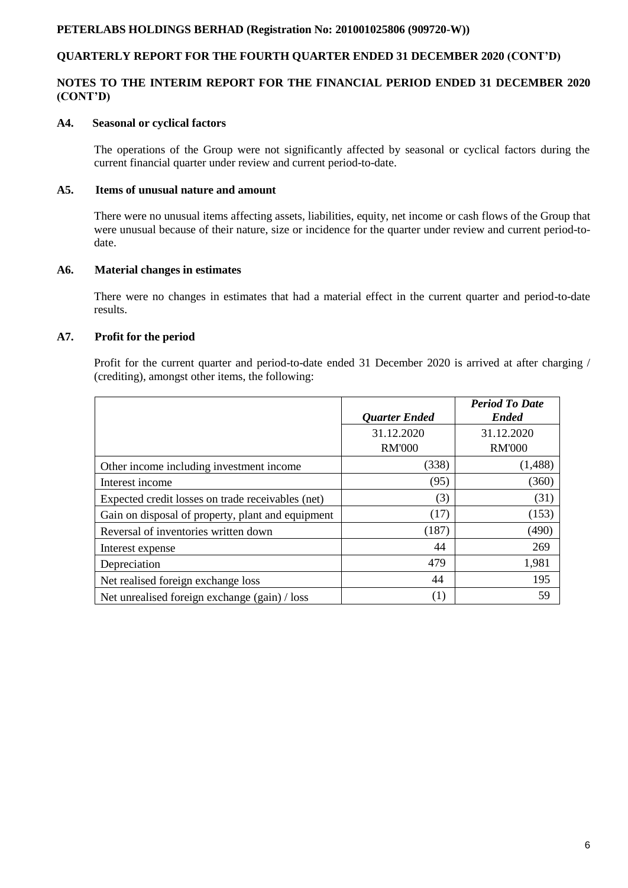### A4. Seasonal or cyclical factors

The operations of the Group were not significantly affected by seasonal or cyclical factors during the current financial quarter under review and current period-to-date.

### A5. Items of unusual nature and amount

There were no unusual items affecting assets, liabilities, equity, net income or cash flows of the Group that were unusual because of their nature, size or incidence for the quarter under review and current period-to-date.

### A6. Material changes in estimates

There were no changes in estimates that had a material effect in the current quarter and period-to-date results.

### A7. Profit for the period

Profit for the current quarter and period-to-date ended 31 December 2020 is arrived at after charging / (crediting), amongst other items, the following:

| | *Quarter Ended* | *Period To Date Ended* |
|---|---|---|
| | 31.12.2020 | 31.12.2020 |
| | RM'000 | RM'000 |
| Other income including investment income | (338) | (1,488) |
| Interest income | (95) | (360) |
| Expected credit losses on trade receivables (net) | (3) | (31) |
| Gain on disposal of property, plant and equipment | (17) | (153) |
| Reversal of inventories written down | (187) | (490) |
| Interest expense | 44 | 269 |
| Depreciation | 479 | 1,981 |
| Net realised foreign exchange loss | 44 | 195 |
| Net unrealised foreign exchange (gain) / loss | (1) | 59 |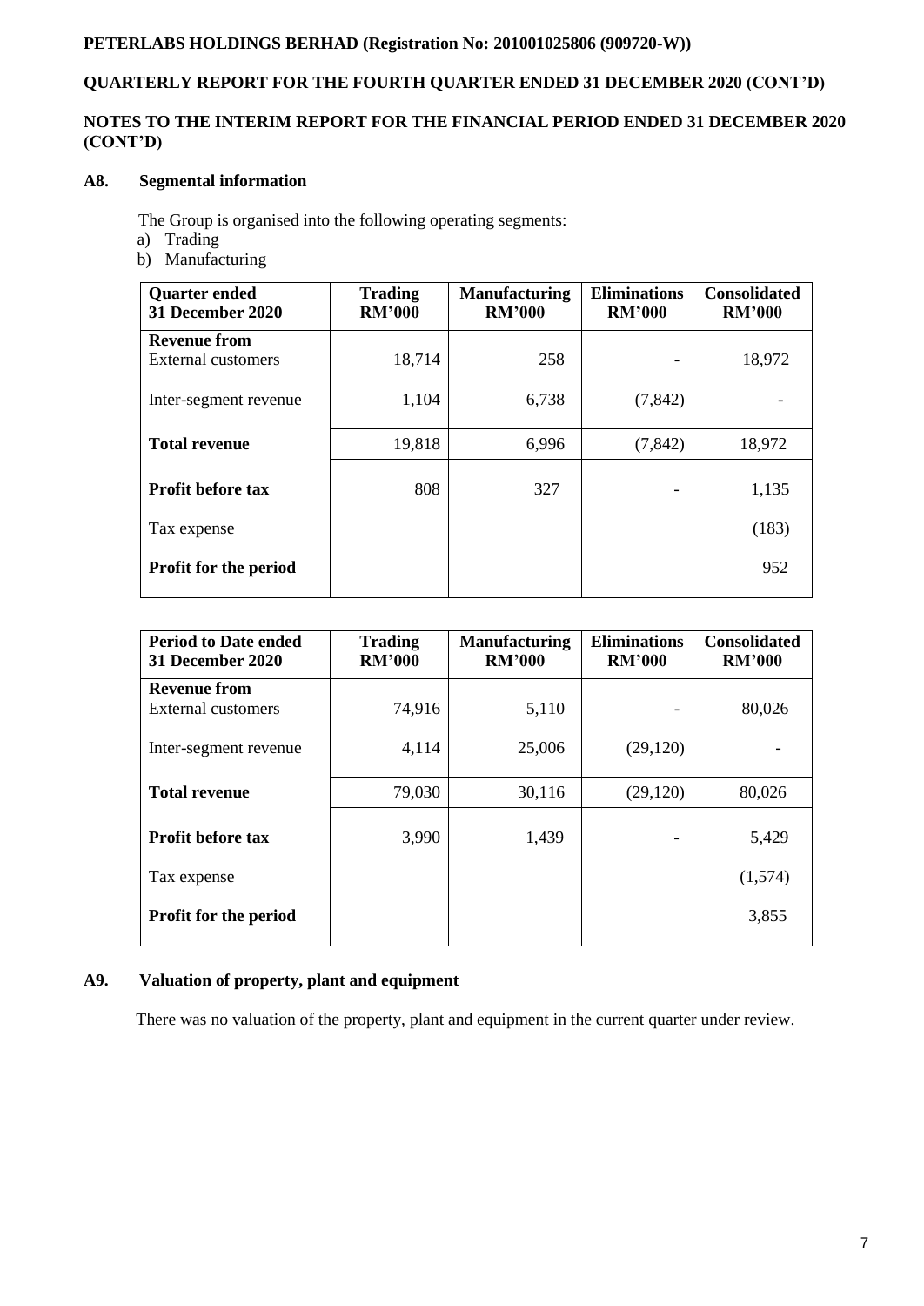### A8. Segmental information

The Group is organised into the following operating segments:

a) Trading
b) Manufacturing

| Quarter ended 31 December 2020 | Trading RM'000 | Manufacturing RM'000 | Eliminations RM'000 | Consolidated RM'000 |
|---|---|---|---|---|
| **Revenue from** | | | | |
| External customers | 18,714 | 258 | - | 18,972 |
| Inter-segment revenue | 1,104 | 6,738 | (7,842) | - |
| **Total revenue** | 19,818 | 6,996 | (7,842) | 18,972 |
| **Profit before tax** | 808 | 327 | - | 1,135 |
| Tax expense | | | | (183) |
| **Profit for the period** | | | | 952 |

| Period to Date ended 31 December 2020 | Trading RM'000 | Manufacturing RM'000 | Eliminations RM'000 | Consolidated RM'000 |
|---|---|---|---|---|
| **Revenue from** | | | | |
| External customers | 74,916 | 5,110 | - | 80,026 |
| Inter-segment revenue | 4,114 | 25,006 | (29,120) | - |
| **Total revenue** | 79,030 | 30,116 | (29,120) | 80,026 |
| **Profit before tax** | 3,990 | 1,439 | - | 5,429 |
| Tax expense | | | | (1,574) |
| **Profit for the period** | | | | 3,855 |

### A9. Valuation of property, plant and equipment

There was no valuation of the property, plant and equipment in the current quarter under review.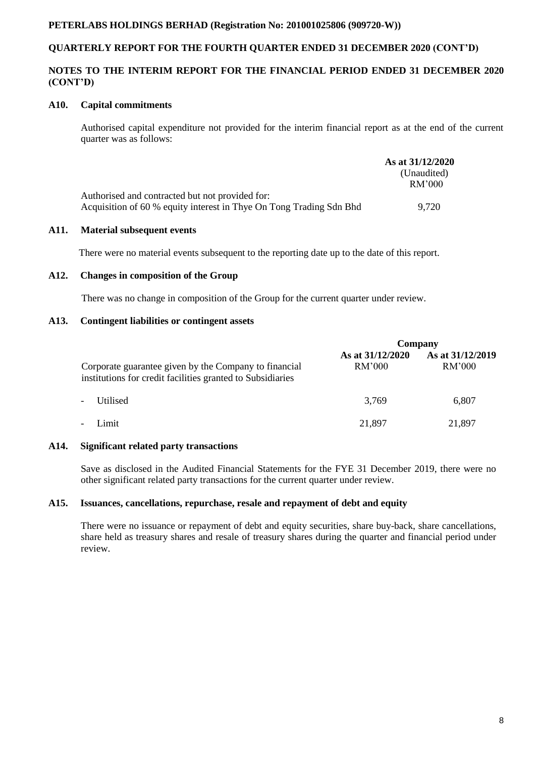**PETERLABS HOLDINGS BERHAD (Registration No: 201001025806 (909720-W))**

**QUARTERLY REPORT FOR THE FOURTH QUARTER ENDED 31 DECEMBER 2020 (CONT'D)**

**NOTES TO THE INTERIM REPORT FOR THE FINANCIAL PERIOD ENDED 31 DECEMBER 2020 (CONT'D)**

### A10. Capital commitments

Authorised capital expenditure not provided for the interim financial report as at the end of the current quarter was as follows:

| | As at 31/12/2020 (Unaudited) RM'000 |
|---|---|
| Authorised and contracted but not provided for: | |
| Acquisition of 60 % equity interest in Thye On Tong Trading Sdn Bhd | 9,720 |

### A11. Material subsequent events

There were no material events subsequent to the reporting date up to the date of this report.

### A12. Changes in composition of the Group

There was no change in composition of the Group for the current quarter under review.

### A13. Contingent liabilities or contingent assets

| | Company | |
|---|---|---|
| | As at 31/12/2020 RM'000 | As at 31/12/2019 RM'000 |
| Corporate guarantee given by the Company to financial institutions for credit facilities granted to Subsidiaries | | |
| - Utilised | 3,769 | 6,807 |
| - Limit | 21,897 | 21,897 |

### A14. Significant related party transactions

Save as disclosed in the Audited Financial Statements for the FYE 31 December 2019, there were no other significant related party transactions for the current quarter under review.

### A15. Issuances, cancellations, repurchase, resale and repayment of debt and equity

There were no issuance or repayment of debt and equity securities, share buy-back, share cancellations, share held as treasury shares and resale of treasury shares during the quarter and financial period under review.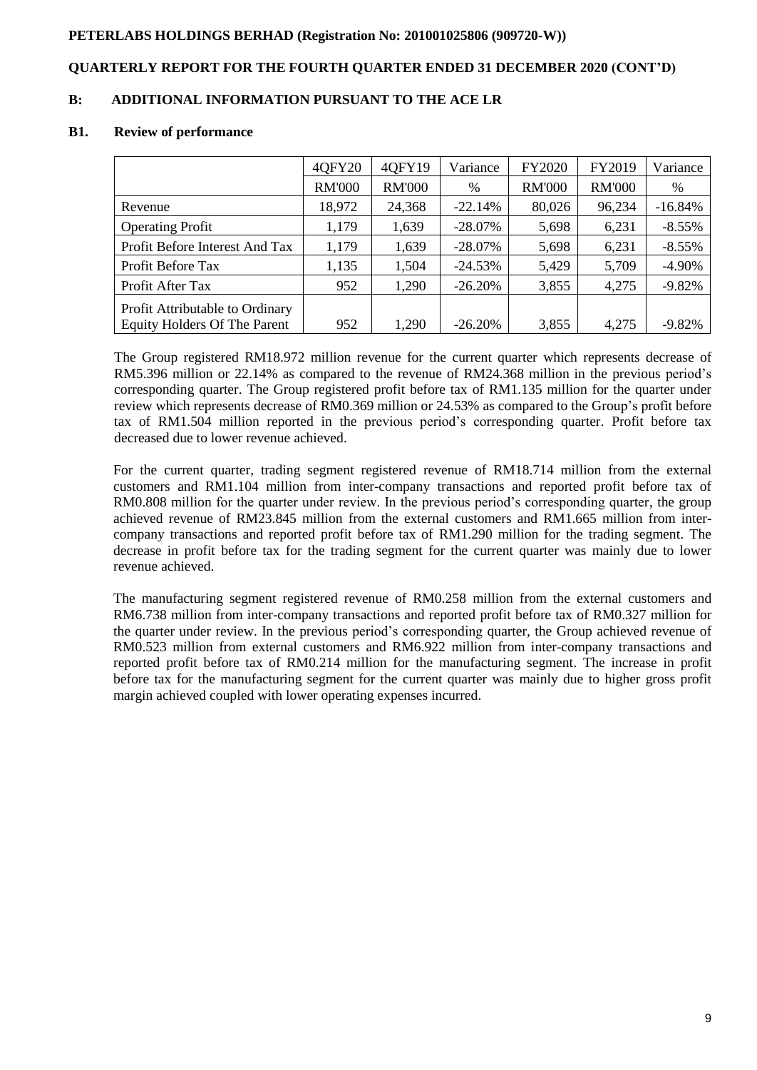## B: ADDITIONAL INFORMATION PURSUANT TO THE ACE LR

### B1. Review of performance

| | 4QFY20 | 4QFY19 | Variance | FY2020 | FY2019 | Variance |
|---|---|---|---|---|---|---|
| | RM'000 | RM'000 | % | RM'000 | RM'000 | % |
| Revenue | 18,972 | 24,368 | -22.14% | 80,026 | 96,234 | -16.84% |
| Operating Profit | 1,179 | 1,639 | -28.07% | 5,698 | 6,231 | -8.55% |
| Profit Before Interest And Tax | 1,179 | 1,639 | -28.07% | 5,698 | 6,231 | -8.55% |
| Profit Before Tax | 1,135 | 1,504 | -24.53% | 5,429 | 5,709 | -4.90% |
| Profit After Tax | 952 | 1,290 | -26.20% | 3,855 | 4,275 | -9.82% |
| Profit Attributable to Ordinary Equity Holders Of The Parent | 952 | 1,290 | -26.20% | 3,855 | 4,275 | -9.82% |

The Group registered RM18.972 million revenue for the current quarter which represents decrease of RM5.396 million or 22.14% as compared to the revenue of RM24.368 million in the previous period's corresponding quarter. The Group registered profit before tax of RM1.135 million for the quarter under review which represents decrease of RM0.369 million or 24.53% as compared to the Group's profit before tax of RM1.504 million reported in the previous period's corresponding quarter. Profit before tax decreased due to lower revenue achieved.

For the current quarter, trading segment registered revenue of RM18.714 million from the external customers and RM1.104 million from inter-company transactions and reported profit before tax of RM0.808 million for the quarter under review. In the previous period's corresponding quarter, the group achieved revenue of RM23.845 million from the external customers and RM1.665 million from inter-company transactions and reported profit before tax of RM1.290 million for the trading segment. The decrease in profit before tax for the trading segment for the current quarter was mainly due to lower revenue achieved.

The manufacturing segment registered revenue of RM0.258 million from the external customers and RM6.738 million from inter-company transactions and reported profit before tax of RM0.327 million for the quarter under review. In the previous period's corresponding quarter, the Group achieved revenue of RM0.523 million from external customers and RM6.922 million from inter-company transactions and reported profit before tax of RM0.214 million for the manufacturing segment. The increase in profit before tax for the manufacturing segment for the current quarter was mainly due to higher gross profit margin achieved coupled with lower operating expenses incurred.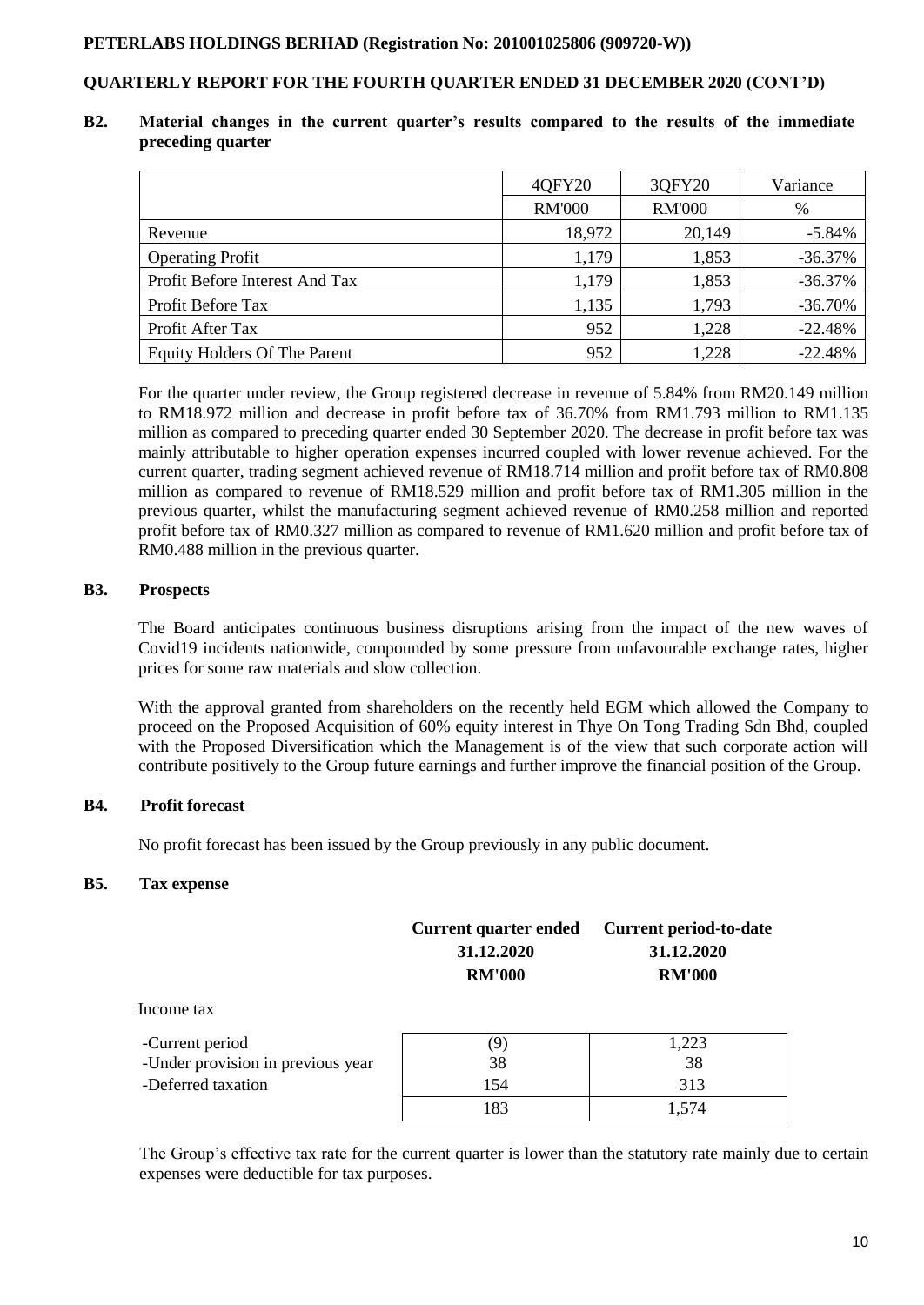**B2. Material changes in the current quarter's results compared to the results of the immediate preceding quarter**

| | 4QFY20 | 3QFY20 | Variance |
|---|---|---|---|
| | RM'000 | RM'000 | % |
| Revenue | 18,972 | 20,149 | -5.84% |
| Operating Profit | 1,179 | 1,853 | -36.37% |
| Profit Before Interest And Tax | 1,179 | 1,853 | -36.37% |
| Profit Before Tax | 1,135 | 1,793 | -36.70% |
| Profit After Tax | 952 | 1,228 | -22.48% |
| Equity Holders Of The Parent | 952 | 1,228 | -22.48% |

For the quarter under review, the Group registered decrease in revenue of 5.84% from RM20.149 million to RM18.972 million and decrease in profit before tax of 36.70% from RM1.793 million to RM1.135 million as compared to preceding quarter ended 30 September 2020. The decrease in profit before tax was mainly attributable to higher operation expenses incurred coupled with lower revenue achieved. For the current quarter, trading segment achieved revenue of RM18.714 million and profit before tax of RM0.808 million as compared to revenue of RM18.529 million and profit before tax of RM1.305 million in the previous quarter, whilst the manufacturing segment achieved revenue of RM0.258 million and reported profit before tax of RM0.327 million as compared to revenue of RM1.620 million and profit before tax of RM0.488 million in the previous quarter.

**B3. Prospects**

The Board anticipates continuous business disruptions arising from the impact of the new waves of Covid19 incidents nationwide, compounded by some pressure from unfavourable exchange rates, higher prices for some raw materials and slow collection.

With the approval granted from shareholders on the recently held EGM which allowed the Company to proceed on the Proposed Acquisition of 60% equity interest in Thye On Tong Trading Sdn Bhd, coupled with the Proposed Diversification which the Management is of the view that such corporate action will contribute positively to the Group future earnings and further improve the financial position of the Group.

**B4. Profit forecast**

No profit forecast has been issued by the Group previously in any public document.

**B5. Tax expense**

| | Current quarter ended 31.12.2020 RM'000 | Current period-to-date 31.12.2020 RM'000 |
|---|---|---|
| Income tax | | |
| -Current period | (9) | 1,223 |
| -Under provision in previous year | 38 | 38 |
| -Deferred taxation | 154 | 313 |
| | 183 | 1,574 |

The Group's effective tax rate for the current quarter is lower than the statutory rate mainly due to certain expenses were deductible for tax purposes.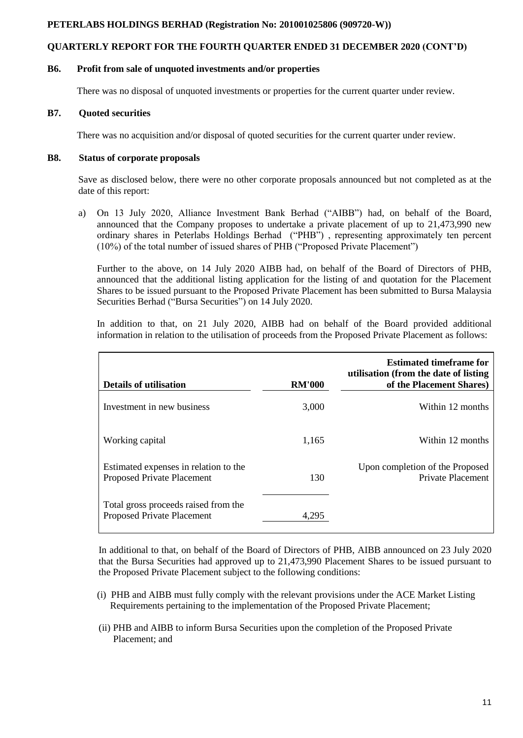### B6. Profit from sale of unquoted investments and/or properties

There was no disposal of unquoted investments or properties for the current quarter under review.

### B7. Quoted securities

There was no acquisition and/or disposal of quoted securities for the current quarter under review.

### B8. Status of corporate proposals

Save as disclosed below, there were no other corporate proposals announced but not completed as at the date of this report:

a) On 13 July 2020, Alliance Investment Bank Berhad ("AIBB") had, on behalf of the Board, announced that the Company proposes to undertake a private placement of up to 21,473,990 new ordinary shares in Peterlabs Holdings Berhad ("PHB") , representing approximately ten percent (10%) of the total number of issued shares of PHB ("Proposed Private Placement")

Further to the above, on 14 July 2020 AIBB had, on behalf of the Board of Directors of PHB, announced that the additional listing application for the listing of and quotation for the Placement Shares to be issued pursuant to the Proposed Private Placement has been submitted to Bursa Malaysia Securities Berhad ("Bursa Securities") on 14 July 2020.

In addition to that, on 21 July 2020, AIBB had on behalf of the Board provided additional information in relation to the utilisation of proceeds from the Proposed Private Placement as follows:

| Details of utilisation | RM'000 | Estimated timeframe for utilisation (from the date of listing of the Placement Shares) |
|---|---|---|
| Investment in new business | 3,000 | Within 12 months |
| Working capital | 1,165 | Within 12 months |
| Estimated expenses in relation to the Proposed Private Placement | 130 | Upon completion of the Proposed Private Placement |
| Total gross proceeds raised from the Proposed Private Placement | 4,295 | |

In additional to that, on behalf of the Board of Directors of PHB, AIBB announced on 23 July 2020 that the Bursa Securities had approved up to 21,473,990 Placement Shares to be issued pursuant to the Proposed Private Placement subject to the following conditions:

(i) PHB and AIBB must fully comply with the relevant provisions under the ACE Market Listing Requirements pertaining to the implementation of the Proposed Private Placement;

(ii) PHB and AIBB to inform Bursa Securities upon the completion of the Proposed Private Placement; and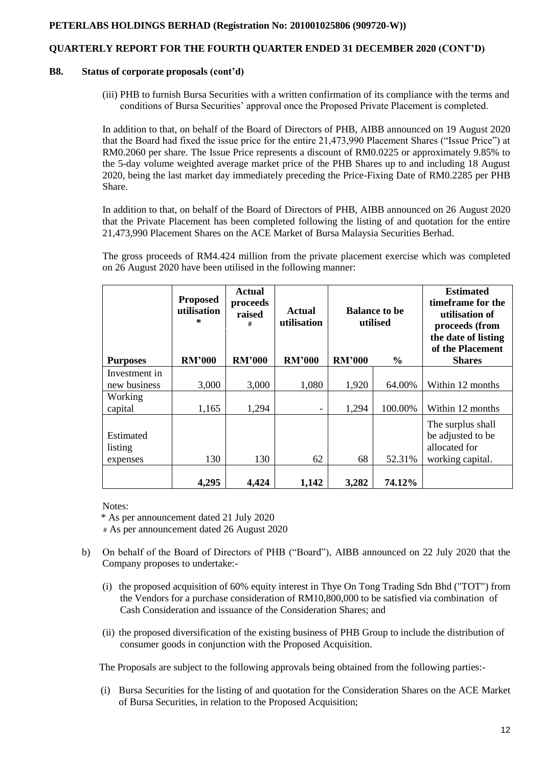### B8. Status of corporate proposals (cont'd)

(iii) PHB to furnish Bursa Securities with a written confirmation of its compliance with the terms and conditions of Bursa Securities' approval once the Proposed Private Placement is completed.

In addition to that, on behalf of the Board of Directors of PHB, AIBB announced on 19 August 2020 that the Board had fixed the issue price for the entire 21,473,990 Placement Shares ("Issue Price") at RM0.2060 per share. The Issue Price represents a discount of RM0.0225 or approximately 9.85% to the 5-day volume weighted average market price of the PHB Shares up to and including 18 August 2020, being the last market day immediately preceding the Price-Fixing Date of RM0.2285 per PHB Share.

In addition to that, on behalf of the Board of Directors of PHB, AIBB announced on 26 August 2020 that the Private Placement has been completed following the listing of and quotation for the entire 21,473,990 Placement Shares on the ACE Market of Bursa Malaysia Securities Berhad.

The gross proceeds of RM4.424 million from the private placement exercise which was completed on 26 August 2020 have been utilised in the following manner:

| Purposes | Proposed utilisation * RM'000 | Actual proceeds raised # RM'000 | Actual utilisation RM'000 | Balance to be utilised RM'000 | Balance to be utilised % | Estimated timeframe for the utilisation of proceeds (from the date of listing of the Placement Shares |
|---|---|---|---|---|---|---|
| Investment in new business | 3,000 | 3,000 | 1,080 | 1,920 | 64.00% | Within 12 months |
| Working capital | 1,165 | 1,294 | - | 1,294 | 100.00% | Within 12 months |
| Estimated listing expenses | 130 | 130 | 62 | 68 | 52.31% | The surplus shall be adjusted to be allocated for working capital. |
| | **4,295** | **4,424** | **1,142** | **3,282** | **74.12%** | |

Notes:

\* As per announcement dated 21 July 2020

\# As per announcement dated 26 August 2020

b) On behalf of the Board of Directors of PHB ("Board"), AIBB announced on 22 July 2020 that the Company proposes to undertake:-

(i) the proposed acquisition of 60% equity interest in Thye On Tong Trading Sdn Bhd ("TOT") from the Vendors for a purchase consideration of RM10,800,000 to be satisfied via combination of Cash Consideration and issuance of the Consideration Shares; and

(ii) the proposed diversification of the existing business of PHB Group to include the distribution of consumer goods in conjunction with the Proposed Acquisition.

The Proposals are subject to the following approvals being obtained from the following parties:-

(i) Bursa Securities for the listing of and quotation for the Consideration Shares on the ACE Market of Bursa Securities, in relation to the Proposed Acquisition;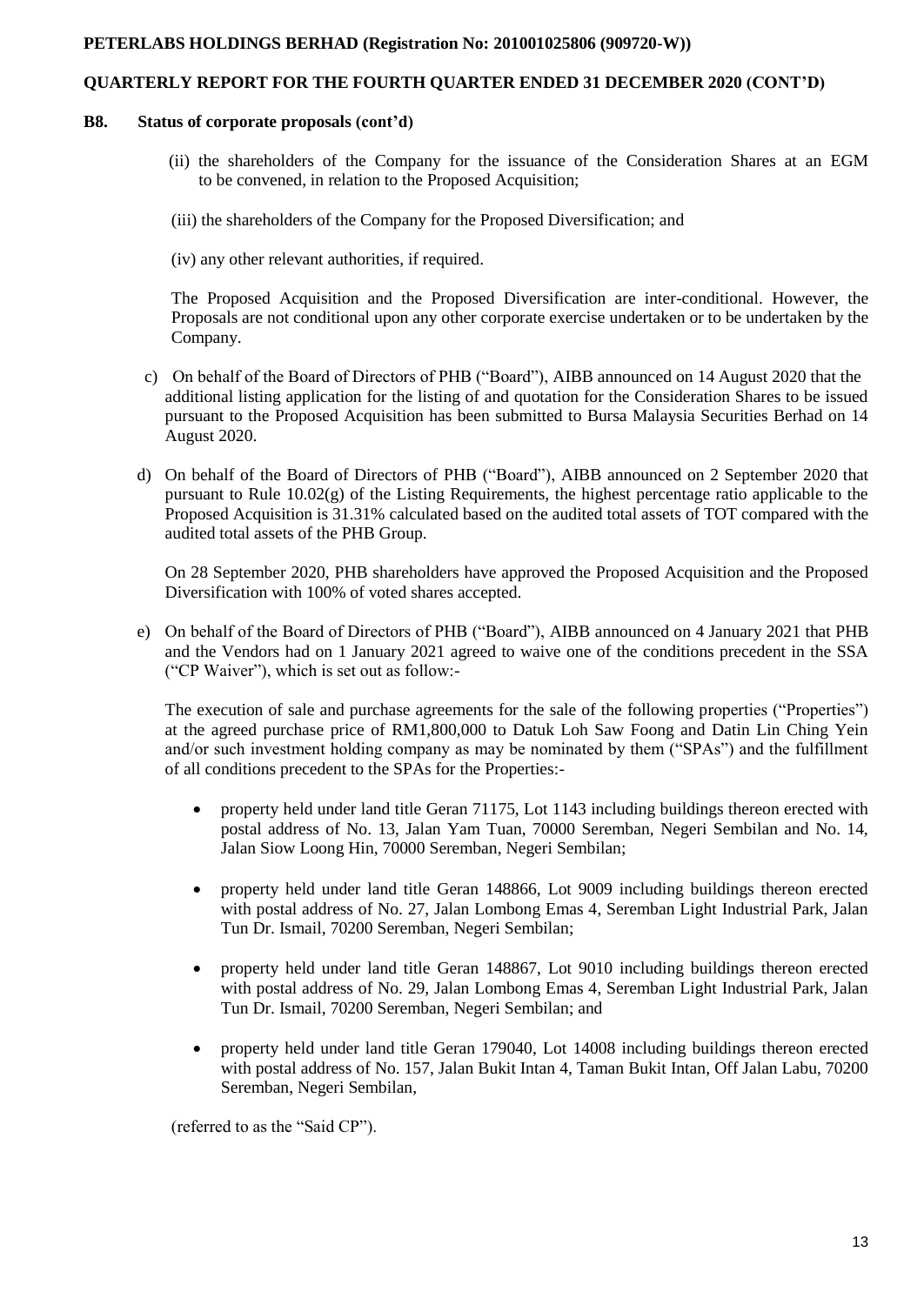## B8. Status of corporate proposals (cont'd)

(ii) the shareholders of the Company for the issuance of the Consideration Shares at an EGM to be convened, in relation to the Proposed Acquisition;

(iii) the shareholders of the Company for the Proposed Diversification; and

(iv) any other relevant authorities, if required.

The Proposed Acquisition and the Proposed Diversification are inter-conditional. However, the Proposals are not conditional upon any other corporate exercise undertaken or to be undertaken by the Company.

c) On behalf of the Board of Directors of PHB ("Board"), AIBB announced on 14 August 2020 that the additional listing application for the listing of and quotation for the Consideration Shares to be issued pursuant to the Proposed Acquisition has been submitted to Bursa Malaysia Securities Berhad on 14 August 2020.

d) On behalf of the Board of Directors of PHB ("Board"), AIBB announced on 2 September 2020 that pursuant to Rule 10.02(g) of the Listing Requirements, the highest percentage ratio applicable to the Proposed Acquisition is 31.31% calculated based on the audited total assets of TOT compared with the audited total assets of the PHB Group.

On 28 September 2020, PHB shareholders have approved the Proposed Acquisition and the Proposed Diversification with 100% of voted shares accepted.

e) On behalf of the Board of Directors of PHB ("Board"), AIBB announced on 4 January 2021 that PHB and the Vendors had on 1 January 2021 agreed to waive one of the conditions precedent in the SSA ("CP Waiver"), which is set out as follow:-

The execution of sale and purchase agreements for the sale of the following properties ("Properties") at the agreed purchase price of RM1,800,000 to Datuk Loh Saw Foong and Datin Lin Ching Yein and/or such investment holding company as may be nominated by them ("SPAs") and the fulfillment of all conditions precedent to the SPAs for the Properties:-

- property held under land title Geran 71175, Lot 1143 including buildings thereon erected with postal address of No. 13, Jalan Yam Tuan, 70000 Seremban, Negeri Sembilan and No. 14, Jalan Siow Loong Hin, 70000 Seremban, Negeri Sembilan;
- property held under land title Geran 148866, Lot 9009 including buildings thereon erected with postal address of No. 27, Jalan Lombong Emas 4, Seremban Light Industrial Park, Jalan Tun Dr. Ismail, 70200 Seremban, Negeri Sembilan;
- property held under land title Geran 148867, Lot 9010 including buildings thereon erected with postal address of No. 29, Jalan Lombong Emas 4, Seremban Light Industrial Park, Jalan Tun Dr. Ismail, 70200 Seremban, Negeri Sembilan; and
- property held under land title Geran 179040, Lot 14008 including buildings thereon erected with postal address of No. 157, Jalan Bukit Intan 4, Taman Bukit Intan, Off Jalan Labu, 70200 Seremban, Negeri Sembilan,

(referred to as the "Said CP").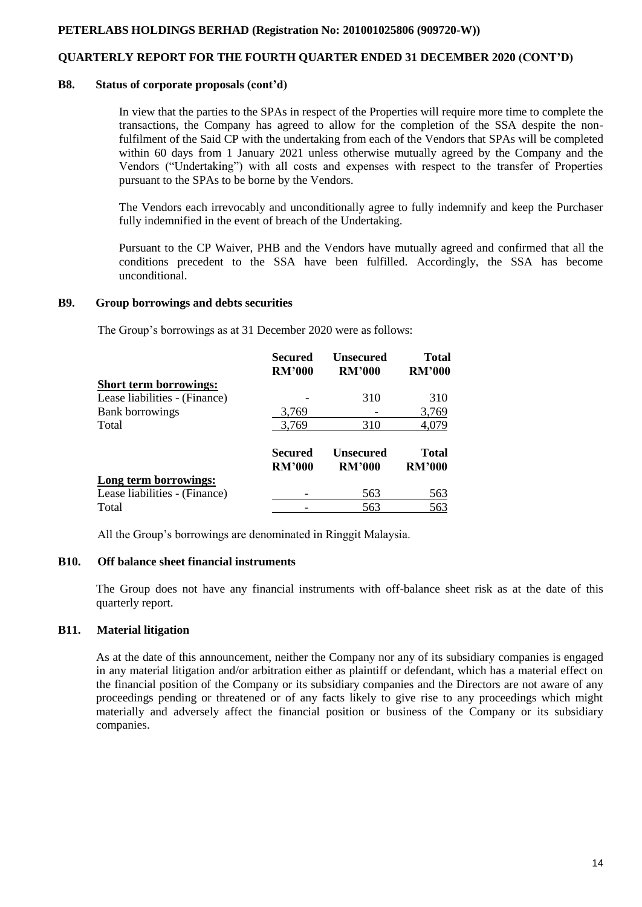## B8. Status of corporate proposals (cont'd)

In view that the parties to the SPAs in respect of the Properties will require more time to complete the transactions, the Company has agreed to allow for the completion of the SSA despite the non-fulfilment of the Said CP with the undertaking from each of the Vendors that SPAs will be completed within 60 days from 1 January 2021 unless otherwise mutually agreed by the Company and the Vendors ("Undertaking") with all costs and expenses with respect to the transfer of Properties pursuant to the SPAs to be borne by the Vendors.

The Vendors each irrevocably and unconditionally agree to fully indemnify and keep the Purchaser fully indemnified in the event of breach of the Undertaking.

Pursuant to the CP Waiver, PHB and the Vendors have mutually agreed and confirmed that all the conditions precedent to the SSA have been fulfilled. Accordingly, the SSA has become unconditional.

## B9. Group borrowings and debts securities

The Group's borrowings as at 31 December 2020 were as follows:

| | Secured RM'000 | Unsecured RM'000 | Total RM'000 |
|---|---|---|---|
| **Short term borrowings:** | | | |
| Lease liabilities - (Finance) | - | 310 | 310 |
| Bank borrowings | 3,769 | - | 3,769 |
| Total | 3,769 | 310 | 4,079 |

| | Secured RM'000 | Unsecured RM'000 | Total RM'000 |
|---|---|---|---|
| **Long term borrowings:** | | | |
| Lease liabilities - (Finance) | - | 563 | 563 |
| Total | - | 563 | 563 |

All the Group's borrowings are denominated in Ringgit Malaysia.

## B10. Off balance sheet financial instruments

The Group does not have any financial instruments with off-balance sheet risk as at the date of this quarterly report.

## B11. Material litigation

As at the date of this announcement, neither the Company nor any of its subsidiary companies is engaged in any material litigation and/or arbitration either as plaintiff or defendant, which has a material effect on the financial position of the Company or its subsidiary companies and the Directors are not aware of any proceedings pending or threatened or of any facts likely to give rise to any proceedings which might materially and adversely affect the financial position or business of the Company or its subsidiary companies.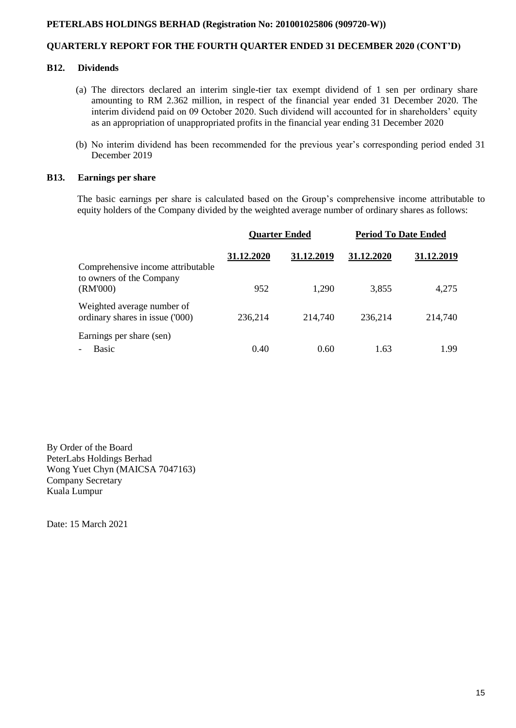## B12. Dividends

(a) The directors declared an interim single-tier tax exempt dividend of 1 sen per ordinary share amounting to RM 2.362 million, in respect of the financial year ended 31 December 2020. The interim dividend paid on 09 October 2020. Such dividend will accounted for in shareholders' equity as an appropriation of unappropriated profits in the financial year ending 31 December 2020

(b) No interim dividend has been recommended for the previous year's corresponding period ended 31 December 2019

## B13. Earnings per share

The basic earnings per share is calculated based on the Group's comprehensive income attributable to equity holders of the Company divided by the weighted average number of ordinary shares as follows:

| | Quarter Ended | | Period To Date Ended | |
|---|---|---|---|---|
| | 31.12.2020 | 31.12.2019 | 31.12.2020 | 31.12.2019 |
| Comprehensive income attributable to owners of the Company (RM'000) | 952 | 1,290 | 3,855 | 4,275 |
| Weighted average number of ordinary shares in issue ('000) | 236,214 | 214,740 | 236,214 | 214,740 |
| Earnings per share (sen) | | | | |
| - Basic | 0.40 | 0.60 | 1.63 | 1.99 |

By Order of the Board
PeterLabs Holdings Berhad
Wong Yuet Chyn (MAICSA 7047163)
Company Secretary
Kuala Lumpur

Date: 15 March 2021